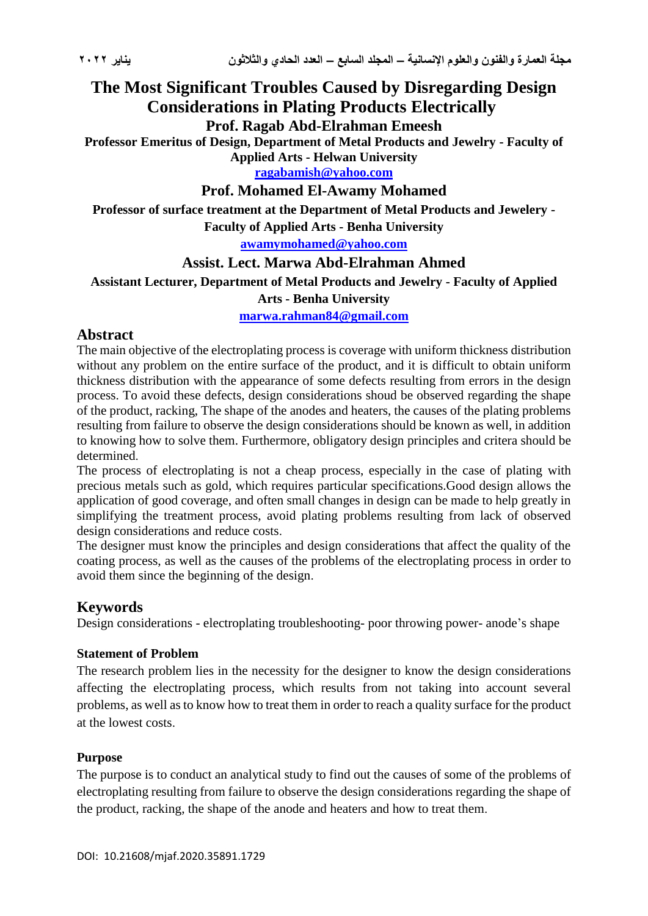# The Most Significant Troubles Caused by Disregarding Design Considerations in Plating Products Electrically

**Prof. Ragab Abd-Elrahman Emeesh**

**Professor Emeritus of Design, Department of Metal Products and Jewelry - Faculty of Applied Arts - Helwan University**

**ragabamish@yahoo.com**

**Prof. Mohamed El-Awamy Mohamed**

**Professor of surface treatment at the Department of Metal Products and Jewelery - Faculty of Applied Arts - Benha University**

**awamymohamed@yahoo.com**

**Assist. Lect. Marwa Abd-Elrahman Ahmed**

**Assistant Lecturer, Department of Metal Products and Jewelry - Faculty of Applied Arts - Benha University**

**marwa.rahman84@gmail.com**

## Abstract

The main objective of the electroplating process is coverage with uniform thickness distribution without any problem on the entire surface of the product, and it is difficult to obtain uniform thickness distribution with the appearance of some defects resulting from errors in the design process. To avoid these defects, design considerations shoud be observed regarding the shape of the product, racking, The shape of the anodes and heaters, the causes of the plating problems resulting from failure to observe the design considerations should be known as well, in addition to knowing how to solve them. Furthermore, obligatory design principles and critera should be determined.

The process of electroplating is not a cheap process, especially in the case of plating with precious metals such as gold, which requires particular specifications.Good design allows the application of good coverage, and often small changes in design can be made to help greatly in simplifying the treatment process, avoid plating problems resulting from lack of observed design considerations and reduce costs.

The designer must know the principles and design considerations that affect the quality of the coating process, as well as the causes of the problems of the electroplating process in order to avoid them since the beginning of the design.

## Keywords

Design considerations - electroplating troubleshooting- poor throwing power- anode's shape

### Statement of Problem

The research problem lies in the necessity for the designer to know the design considerations affecting the electroplating process, which results from not taking into account several problems, as well as to know how to treat them in order to reach a quality surface for the product at the lowest costs.

### Purpose

The purpose is to conduct an analytical study to find out the causes of some of the problems of electroplating resulting from failure to observe the design considerations regarding the shape of the product, racking, the shape of the anode and heaters and how to treat them.

DOI: 10.21608/mjaf.2020.35891.1729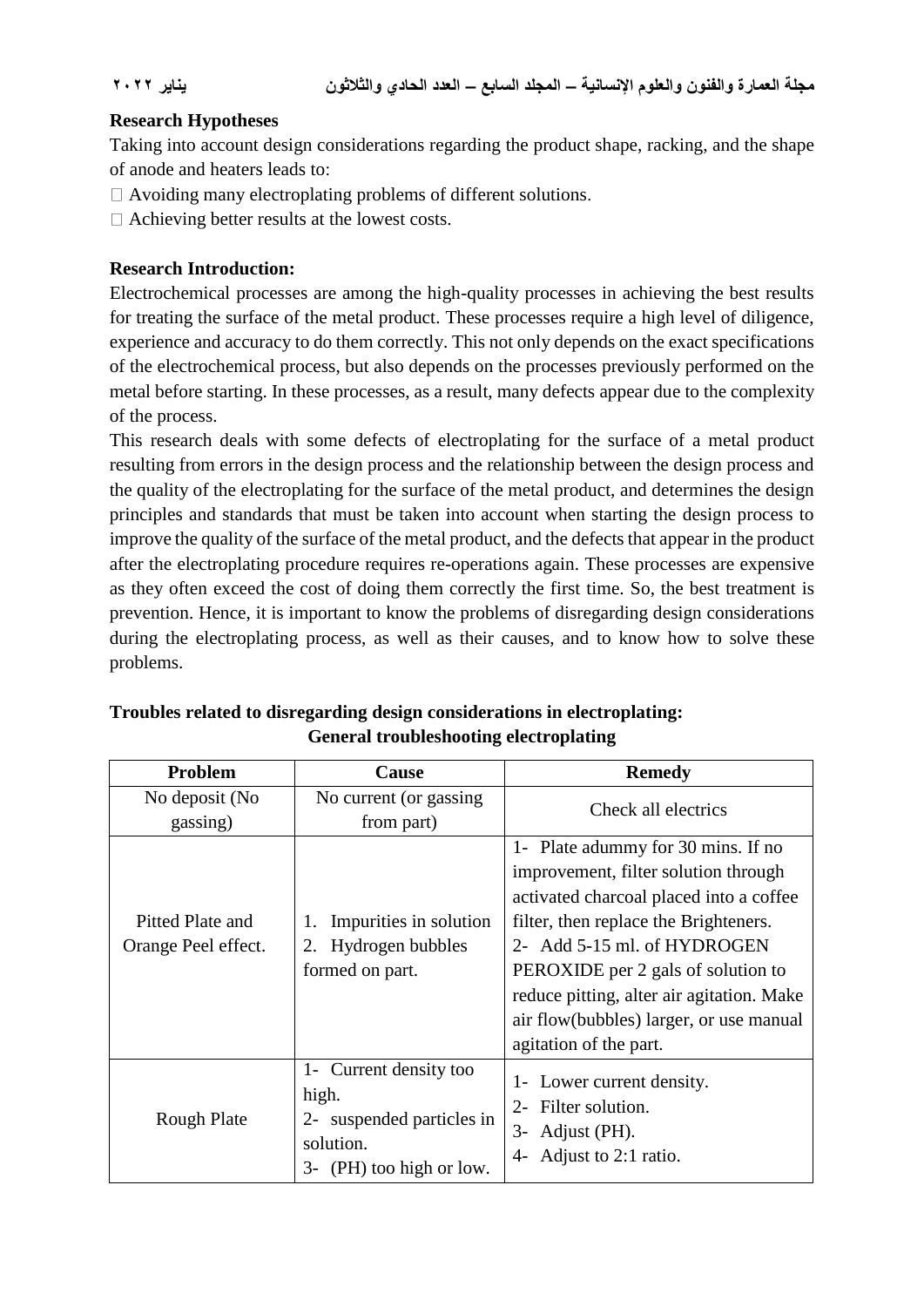**Research Hypotheses**

Taking into account design considerations regarding the product shape, racking, and the shape of anode and heaters leads to:

- Avoiding many electroplating problems of different solutions.
- Achieving better results at the lowest costs.

**Research Introduction:**

Electrochemical processes are among the high-quality processes in achieving the best results for treating the surface of the metal product. These processes require a high level of diligence, experience and accuracy to do them correctly. This not only depends on the exact specifications of the electrochemical process, but also depends on the processes previously performed on the metal before starting. In these processes, as a result, many defects appear due to the complexity of the process.

This research deals with some defects of electroplating for the surface of a metal product resulting from errors in the design process and the relationship between the design process and the quality of the electroplating for the surface of the metal product, and determines the design principles and standards that must be taken into account when starting the design process to improve the quality of the surface of the metal product, and the defects that appear in the product after the electroplating procedure requires re-operations again. These processes are expensive as they often exceed the cost of doing them correctly the first time. So, the best treatment is prevention. Hence, it is important to know the problems of disregarding design considerations during the electroplating process, as well as their causes, and to know how to solve these problems.

**Troubles related to disregarding design considerations in electroplating:**

**General troubleshooting electroplating**

| Problem | Cause | Remedy |
| --- | --- | --- |
| No deposit (No gassing) | No current (or gassing from part) | Check all electrics |
| Pitted Plate and Orange Peel effect. | 1. Impurities in solution<br>2. Hydrogen bubbles formed on part. | 1- Plate adummy for 30 mins. If no improvement, filter solution through activated charcoal placed into a coffee filter, then replace the Brighteners.<br>2- Add 5-15 ml. of HYDROGEN PEROXIDE per 2 gals of solution to reduce pitting, alter air agitation. Make air flow(bubbles) larger, or use manual agitation of the part. |
| Rough Plate | 1- Current density too high.<br>2- suspended particles in solution.<br>3- (PH) too high or low. | 1- Lower current density.<br>2- Filter solution.<br>3- Adjust (PH).<br>4- Adjust to 2:1 ratio. |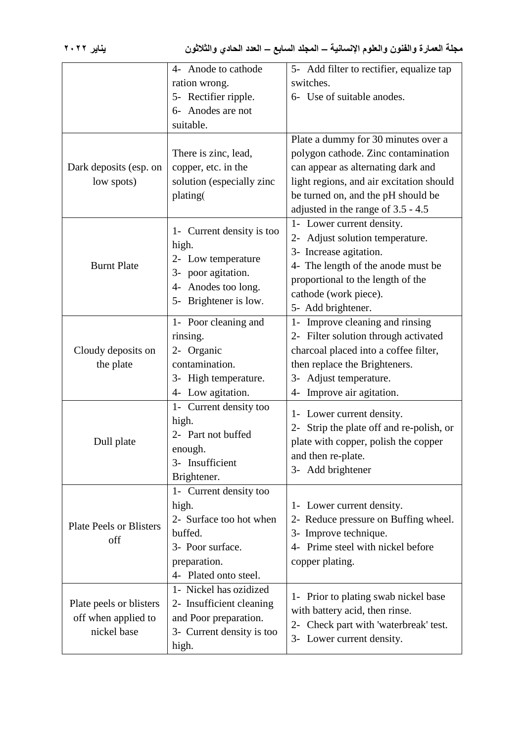| | | |
|---|---|---|
| | 4- Anode to cathode ration wrong.<br>5- Rectifier ripple.<br>6- Anodes are not suitable. | 5- Add filter to rectifier, equalize tap switches.<br>6- Use of suitable anodes. |
| Dark deposits (esp. on low spots) | There is zinc, lead, copper, etc. in the solution (especially zinc plating( | Plate a dummy for 30 minutes over a polygon cathode. Zinc contamination can appear as alternating dark and light regions, and air excitation should be turned on, and the pH should be adjusted in the range of 3.5 - 4.5 |
| Burnt Plate | 1- Current density is too high.<br>2- Low temperature<br>3- poor agitation.<br>4- Anodes too long.<br>5- Brightener is low. | 1- Lower current density.<br>2- Adjust solution temperature.<br>3- Increase agitation.<br>4- The length of the anode must be proportional to the length of the cathode (work piece).<br>5- Add brightener. |
| Cloudy deposits on the plate | 1- Poor cleaning and rinsing.<br>2- Organic contamination.<br>3- High temperature.<br>4- Low agitation. | 1- Improve cleaning and rinsing<br>2- Filter solution through activated charcoal placed into a coffee filter, then replace the Brighteners.<br>3- Adjust temperature.<br>4- Improve air agitation. |
| Dull plate | 1- Current density too high.<br>2- Part not buffed enough.<br>3- Insufficient Brightener. | 1- Lower current density.<br>2- Strip the plate off and re-polish, or plate with copper, polish the copper and then re-plate.<br>3- Add brightener |
| Plate Peels or Blisters off | 1- Current density too high.<br>2- Surface too hot when buffed.<br>3- Poor surface. preparation.<br>4- Plated onto steel. | 1- Lower current density.<br>2- Reduce pressure on Buffing wheel.<br>3- Improve technique.<br>4- Prime steel with nickel before copper plating. |
| Plate peels or blisters off when applied to nickel base | 1- Nickel has ozidized<br>2- Insufficient cleaning and Poor preparation.<br>3- Current density is too high. | 1- Prior to plating swab nickel base with battery acid, then rinse.<br>2- Check part with 'waterbreak' test.<br>3- Lower current density. |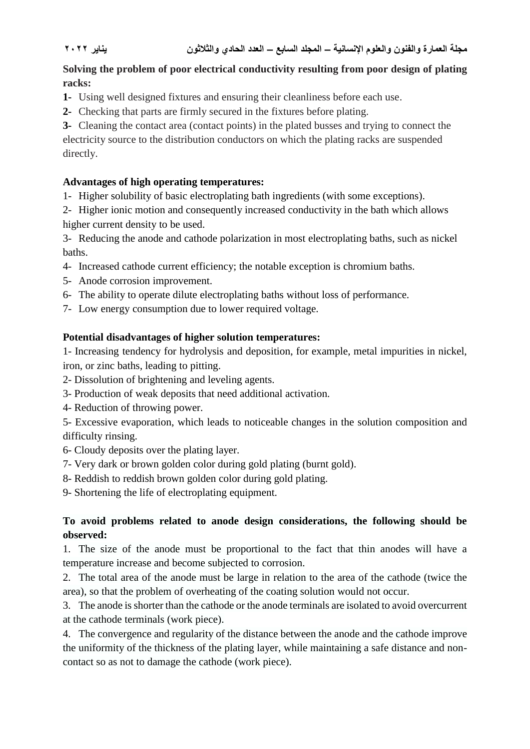**Solving the problem of poor electrical conductivity resulting from poor design of plating racks:**

**1-** Using well designed fixtures and ensuring their cleanliness before each use.

**2-** Checking that parts are firmly secured in the fixtures before plating.

**3-** Cleaning the contact area (contact points) in the plated busses and trying to connect the electricity source to the distribution conductors on which the plating racks are suspended directly.

**Advantages of high operating temperatures:**

1- Higher solubility of basic electroplating bath ingredients (with some exceptions).

2- Higher ionic motion and consequently increased conductivity in the bath which allows higher current density to be used.

3- Reducing the anode and cathode polarization in most electroplating baths, such as nickel baths.

4- Increased cathode current efficiency; the notable exception is chromium baths.

5- Anode corrosion improvement.

6- The ability to operate dilute electroplating baths without loss of performance.

7- Low energy consumption due to lower required voltage.

**Potential disadvantages of higher solution temperatures:**

1- Increasing tendency for hydrolysis and deposition, for example, metal impurities in nickel, iron, or zinc baths, leading to pitting.

2- Dissolution of brightening and leveling agents.

3- Production of weak deposits that need additional activation.

4- Reduction of throwing power.

5- Excessive evaporation, which leads to noticeable changes in the solution composition and difficulty rinsing.

6- Cloudy deposits over the plating layer.

7- Very dark or brown golden color during gold plating (burnt gold).

8- Reddish to reddish brown golden color during gold plating.

9- Shortening the life of electroplating equipment.

**To avoid problems related to anode design considerations, the following should be observed:**

1. The size of the anode must be proportional to the fact that thin anodes will have a temperature increase and become subjected to corrosion.

2. The total area of the anode must be large in relation to the area of the cathode (twice the area), so that the problem of overheating of the coating solution would not occur.

3. The anode is shorter than the cathode or the anode terminals are isolated to avoid overcurrent at the cathode terminals (work piece).

4. The convergence and regularity of the distance between the anode and the cathode improve the uniformity of the thickness of the plating layer, while maintaining a safe distance and non-contact so as not to damage the cathode (work piece).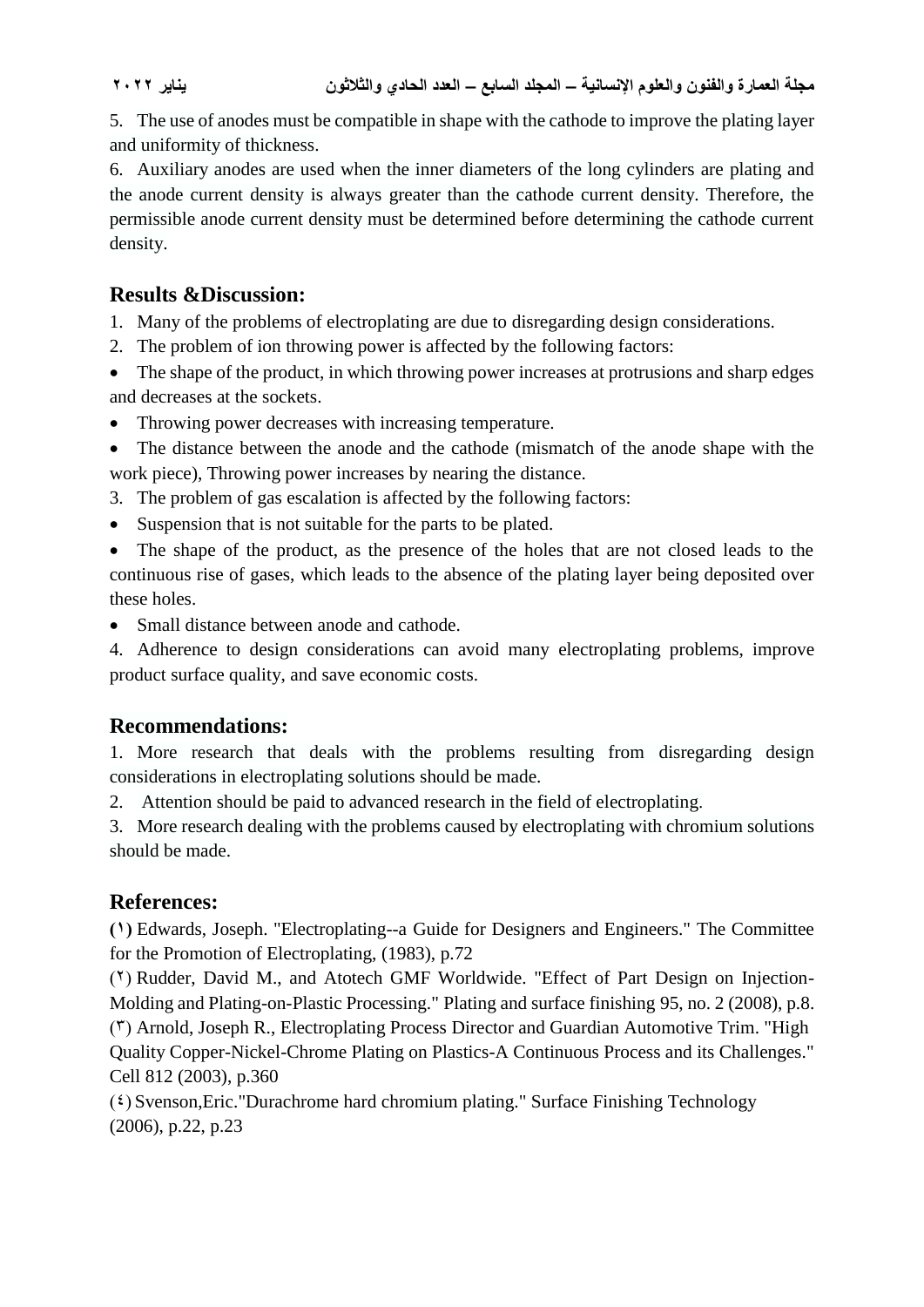5. The use of anodes must be compatible in shape with the cathode to improve the plating layer and uniformity of thickness.

6. Auxiliary anodes are used when the inner diameters of the long cylinders are plating and the anode current density is always greater than the cathode current density. Therefore, the permissible anode current density must be determined before determining the cathode current density.

## Results &Discussion:

1. Many of the problems of electroplating are due to disregarding design considerations.
2. The problem of ion throwing power is affected by the following factors:

- The shape of the product, in which throwing power increases at protrusions and sharp edges and decreases at the sockets.
- Throwing power decreases with increasing temperature.
- The distance between the anode and the cathode (mismatch of the anode shape with the work piece), Throwing power increases by nearing the distance.

3. The problem of gas escalation is affected by the following factors:

- Suspension that is not suitable for the parts to be plated.
- The shape of the product, as the presence of the holes that are not closed leads to the continuous rise of gases, which leads to the absence of the plating layer being deposited over these holes.
- Small distance between anode and cathode.

4. Adherence to design considerations can avoid many electroplating problems, improve product surface quality, and save economic costs.

## Recommendations:

1. More research that deals with the problems resulting from disregarding design considerations in electroplating solutions should be made.
2. Attention should be paid to advanced research in the field of electroplating.
3. More research dealing with the problems caused by electroplating with chromium solutions should be made.

## References:

**(١)** Edwards, Joseph. "Electroplating--a Guide for Designers and Engineers." The Committee for the Promotion of Electroplating, (1983), p.72

(٢) Rudder, David M., and Atotech GMF Worldwide. "Effect of Part Design on Injection-Molding and Plating-on-Plastic Processing." Plating and surface finishing 95, no. 2 (2008), p.8.

(٣) Arnold, Joseph R., Electroplating Process Director and Guardian Automotive Trim. "High Quality Copper-Nickel-Chrome Plating on Plastics-A Continuous Process and its Challenges." Cell 812 (2003), p.360

(٤) Svenson,Eric."Durachrome hard chromium plating." Surface Finishing Technology (2006), p.22, p.23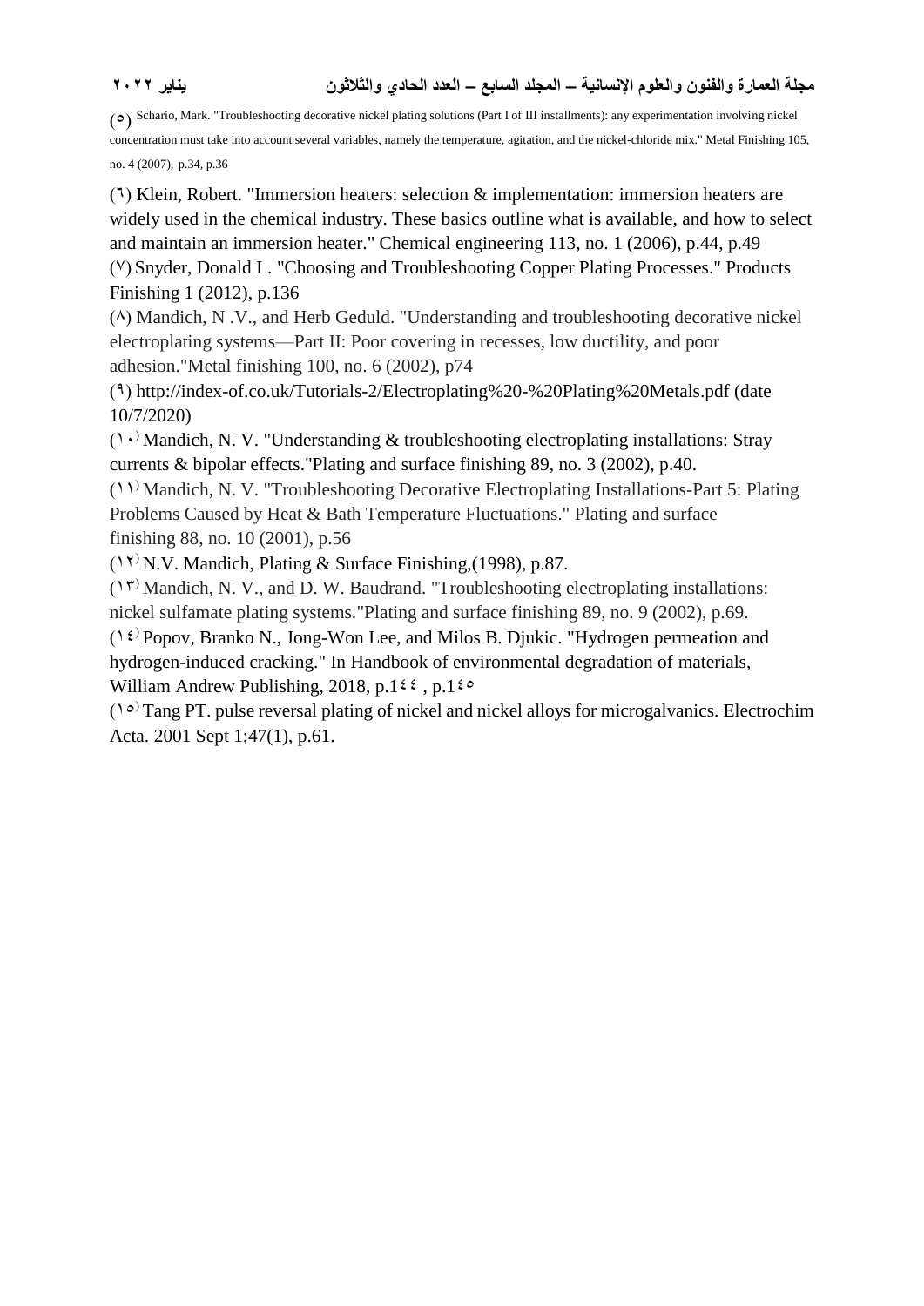(٥) Schario, Mark. "Troubleshooting decorative nickel plating solutions (Part I of III installments): any experimentation involving nickel concentration must take into account several variables, namely the temperature, agitation, and the nickel-chloride mix." Metal Finishing 105, no. 4 (2007), p.34, p.36

(٦) Klein, Robert. "Immersion heaters: selection & implementation: immersion heaters are widely used in the chemical industry. These basics outline what is available, and how to select and maintain an immersion heater." Chemical engineering 113, no. 1 (2006), p.44, p.49

(٧) Snyder, Donald L. "Choosing and Troubleshooting Copper Plating Processes." Products Finishing 1 (2012), p.136

(٨) Mandich, N .V., and Herb Geduld. "Understanding and troubleshooting decorative nickel electroplating systems—Part II: Poor covering in recesses, low ductility, and poor adhesion."Metal finishing 100, no. 6 (2002), p74

(٩) http://index-of.co.uk/Tutorials-2/Electroplating%20-%20Plating%20Metals.pdf (date 10/7/2020)

(١٠) Mandich, N. V. "Understanding & troubleshooting electroplating installations: Stray currents & bipolar effects."Plating and surface finishing 89, no. 3 (2002), p.40.

(١١) Mandich, N. V. "Troubleshooting Decorative Electroplating Installations-Part 5: Plating Problems Caused by Heat & Bath Temperature Fluctuations." Plating and surface finishing 88, no. 10 (2001), p.56

(١٢) N.V. Mandich, Plating & Surface Finishing,(1998), p.87.

(١٣) Mandich, N. V., and D. W. Baudrand. "Troubleshooting electroplating installations: nickel sulfamate plating systems."Plating and surface finishing 89, no. 9 (2002), p.69.

(١٤) Popov, Branko N., Jong-Won Lee, and Milos B. Djukic. "Hydrogen permeation and hydrogen-induced cracking." In Handbook of environmental degradation of materials, William Andrew Publishing, 2018, p.1٤٤ , p.1٤٥

(١٥) Tang PT. pulse reversal plating of nickel and nickel alloys for microgalvanics. Electrochim Acta. 2001 Sept 1;47(1), p.61.